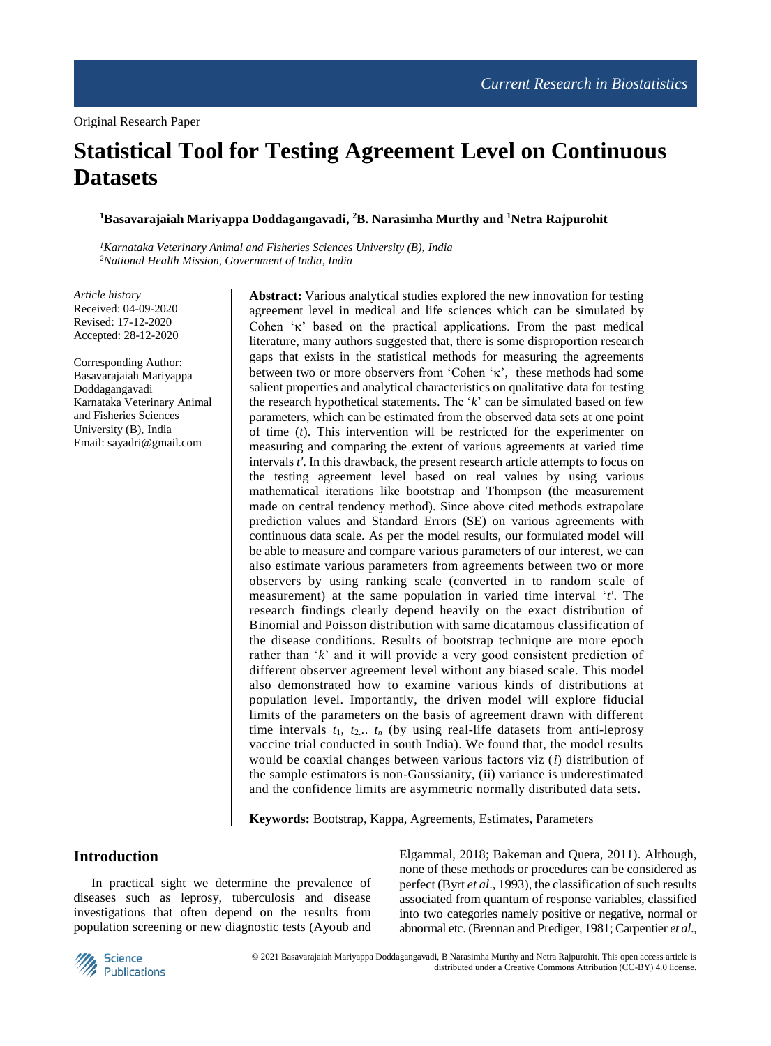Original Research Paper

# Statistical Tool for Testing Agreement Level on Continuous Datasets

**[1]Basavarajaiah Mariyappa Doddagangavadi, [2]B. Narasimha Murthy and [1]Netra Rajpurohit**

*[1]Karnataka Veterinary Animal and Fisheries Sciences University (B), India*
*[2]National Health Mission, Government of India, India*

*Article history*
Received: 04-09-2020
Revised: 17-12-2020
Accepted: 28-12-2020

Corresponding Author:
Basavarajaiah Mariyappa Doddagangavadi
Karnataka Veterinary Animal and Fisheries Sciences University (B), India
Email: sayadri@gmail.com

**Abstract:** Various analytical studies explored the new innovation for testing agreement level in medical and life sciences which can be simulated by Cohen 'κ' based on the practical applications. From the past medical literature, many authors suggested that, there is some disproportion research gaps that exists in the statistical methods for measuring the agreements between two or more observers from 'Cohen 'κ', these methods had some salient properties and analytical characteristics on qualitative data for testing the research hypothetical statements. The '*k*' can be simulated based on few parameters, which can be estimated from the observed data sets at one point of time (*t*). This intervention will be restricted for the experimenter on measuring and comparing the extent of various agreements at varied time intervals *t'*. In this drawback, the present research article attempts to focus on the testing agreement level based on real values by using various mathematical iterations like bootstrap and Thompson (the measurement made on central tendency method). Since above cited methods extrapolate prediction values and Standard Errors (SE) on various agreements with continuous data scale. As per the model results, our formulated model will be able to measure and compare various parameters of our interest, we can also estimate various parameters from agreements between two or more observers by using ranking scale (converted in to random scale of measurement) at the same population in varied time interval '*t'*'. The research findings clearly depend heavily on the exact distribution of Binomial and Poisson distribution with same dicatamous classification of the disease conditions. Results of bootstrap technique are more epoch rather than '*k*' and it will provide a very good consistent prediction of different observer agreement level without any biased scale. This model also demonstrated how to examine various kinds of distributions at population level. Importantly, the driven model will explore fiducial limits of the parameters on the basis of agreement drawn with different time intervals $t_1$, $t_2$.. $t_n$ (by using real-life datasets from anti-leprosy vaccine trial conducted in south India). We found that, the model results would be coaxial changes between various factors viz (*i*) distribution of the sample estimators is non-Gaussianity, (ii) variance is underestimated and the confidence limits are asymmetric normally distributed data sets.

**Keywords:** Bootstrap, Kappa, Agreements, Estimates, Parameters

## Introduction

In practical sight we determine the prevalence of diseases such as leprosy, tuberculosis and disease investigations that often depend on the results from population screening or new diagnostic tests (Ayoub and Elgammal, 2018; Bakeman and Quera, 2011). Although, none of these methods or procedures can be considered as perfect (Byrt *et al*., 1993), the classification of such results associated from quantum of response variables, classified into two categories namely positive or negative, normal or abnormal etc. (Brennan and Prediger, 1981; Carpentier *et al*.,

© 2021 Basavarajaiah Mariyappa Doddagangavadi, B Narasimha Murthy and Netra Rajpurohit. This open access article is distributed under a Creative Commons Attribution (CC-BY) 4.0 license.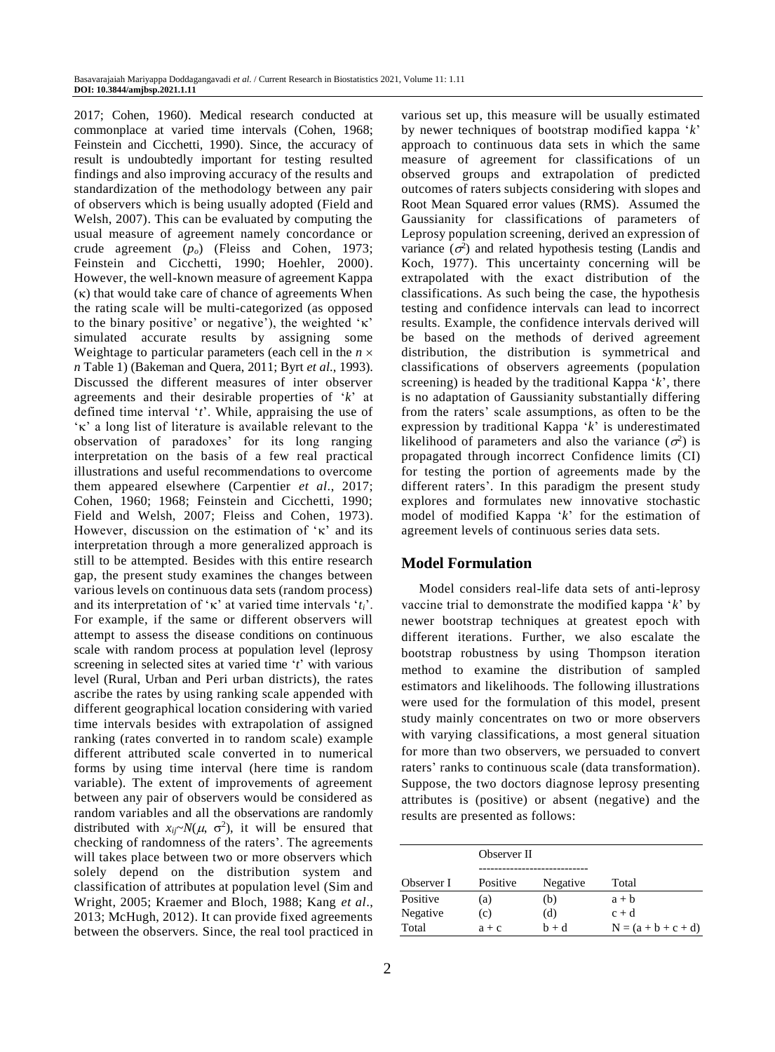2017; Cohen, 1960). Medical research conducted at commonplace at varied time intervals (Cohen, 1968; Feinstein and Cicchetti, 1990). Since, the accuracy of result is undoubtedly important for testing resulted findings and also improving accuracy of the results and standardization of the methodology between any pair of observers which is being usually adopted (Field and Welsh, 2007). This can be evaluated by computing the usual measure of agreement namely concordance or crude agreement ($p_o$) (Fleiss and Cohen, 1973; Feinstein and Cicchetti, 1990; Hoehler, 2000). However, the well-known measure of agreement Kappa ($\kappa$) that would take care of chance of agreements When the rating scale will be multi-categorized (as opposed to the binary positive' or negative'), the weighted '$\kappa$' simulated accurate results by assigning some Weightage to particular parameters (each cell in the $n \times n$ Table 1) (Bakeman and Quera, 2011; Byrt *et al*., 1993). Discussed the different measures of inter observer agreements and their desirable properties of '$k$' at defined time interval '$t$'. While, appraising the use of '$\kappa$' a long list of literature is available relevant to the observation of paradoxes' for its long ranging interpretation on the basis of a few real practical illustrations and useful recommendations to overcome them appeared elsewhere (Carpentier *et al*., 2017; Cohen, 1960; 1968; Feinstein and Cicchetti, 1990; Field and Welsh, 2007; Fleiss and Cohen, 1973). However, discussion on the estimation of '$\kappa$' and its interpretation through a more generalized approach is still to be attempted. Besides with this entire research gap, the present study examines the changes between various levels on continuous data sets (random process) and its interpretation of '$\kappa$' at varied time intervals '$t_i$'. For example, if the same or different observers will attempt to assess the disease conditions on continuous scale with random process at population level (leprosy screening in selected sites at varied time '$t$' with various level (Rural, Urban and Peri urban districts), the rates ascribe the rates by using ranking scale appended with different geographical location considering with varied time intervals besides with extrapolation of assigned ranking (rates converted in to random scale) example different attributed scale converted in to numerical forms by using time interval (here time is random variable). The extent of improvements of agreement between any pair of observers would be considered as random variables and all the observations are randomly distributed with $x_{ij} \sim N(\mu, \sigma^2)$, it will be ensured that checking of randomness of the raters'. The agreements will takes place between two or more observers which solely depend on the distribution system and classification of attributes at population level (Sim and Wright, 2005; Kraemer and Bloch, 1988; Kang *et al*., 2013; McHugh, 2012). It can provide fixed agreements between the observers. Since, the real tool practiced in various set up, this measure will be usually estimated by newer techniques of bootstrap modified kappa '$k$' approach to continuous data sets in which the same measure of agreement for classifications of un observed groups and extrapolation of predicted outcomes of raters subjects considering with slopes and Root Mean Squared error values (RMS). Assumed the Gaussianity for classifications of parameters of Leprosy population screening, derived an expression of variance ($\sigma^2$) and related hypothesis testing (Landis and Koch, 1977). This uncertainty concerning will be extrapolated with the exact distribution of the classifications. As such being the case, the hypothesis testing and confidence intervals can lead to incorrect results. Example, the confidence intervals derived will be based on the methods of derived agreement distribution, the distribution is symmetrical and classifications of observers agreements (population screening) is headed by the traditional Kappa '$k$', there is no adaptation of Gaussianity substantially differing from the raters' scale assumptions, as often to be the expression by traditional Kappa '$k$' is underestimated likelihood of parameters and also the variance ($\sigma^2$) is propagated through incorrect Confidence limits (CI) for testing the portion of agreements made by the different raters'. In this paradigm the present study explores and formulates new innovative stochastic model of modified Kappa '$k$' for the estimation of agreement levels of continuous series data sets.

## Model Formulation

Model considers real-life data sets of anti-leprosy vaccine trial to demonstrate the modified kappa '$k$' by newer bootstrap techniques at greatest epoch with different iterations. Further, we also escalate the bootstrap robustness by using Thompson iteration method to examine the distribution of sampled estimators and likelihoods. The following illustrations were used for the formulation of this model, present study mainly concentrates on two or more observers with varying classifications, a most general situation for more than two observers, we persuaded to convert raters' ranks to continuous scale (data transformation). Suppose, the two doctors diagnose leprosy presenting attributes is (positive) or absent (negative) and the results are presented as follows:

| | Observer II | | |
|---|---|---|---|
| Observer I | Positive | Negative | Total |
| Positive | (a) | (b) | a + b |
| Negative | (c) | (d) | c + d |
| Total | a + c | b + d | N = (a + b + c + d) |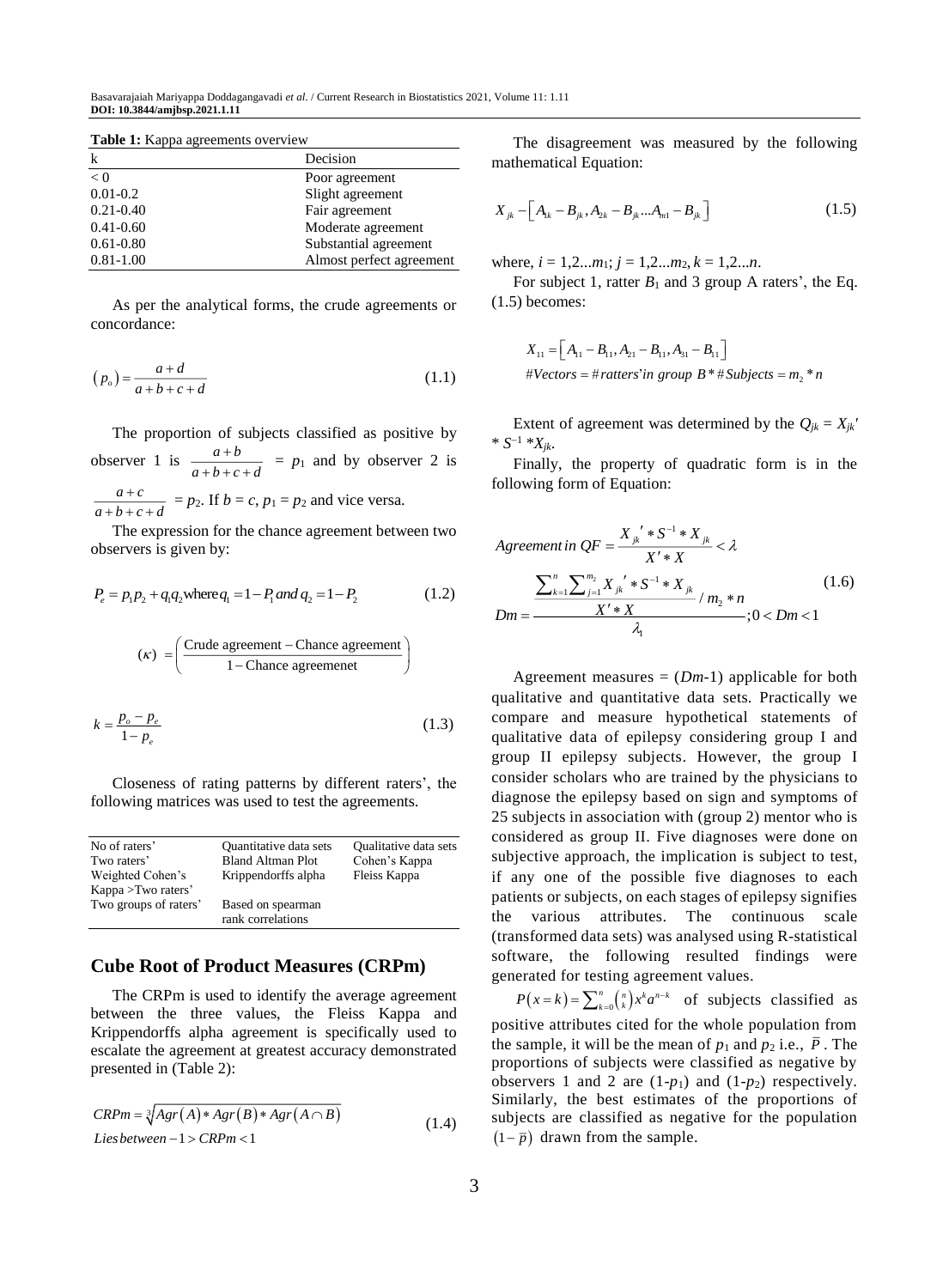**Table 1:** Kappa agreements overview

| k | Decision |
|---|---|
| < 0 | Poor agreement |
| 0.01-0.2 | Slight agreement |
| 0.21-0.40 | Fair agreement |
| 0.41-0.60 | Moderate agreement |
| 0.61-0.80 | Substantial agreement |
| 0.81-1.00 | Almost perfect agreement |

As per the analytical forms, the crude agreements or concordance:

$$(p_o) = \frac{a+d}{a+b+c+d} \tag{1.1}$$

The proportion of subjects classified as positive by observer 1 is $\frac{a+b}{a+b+c+d} = p_1$ and by observer 2 is $\frac{a+c}{a+b+c+d} = p_2$. If $b = c$, $p_1 = p_2$ and vice versa.

The expression for the chance agreement between two observers is given by:

$$P_e = p_1 p_2 + q_1 q_2 \text{ where } q_1 = 1 - P_1 \text{ and } q_2 = 1 - P_2 \tag{1.2}$$

$$(\kappa) = \left( \frac{\text{Crude agreement} - \text{Chance agreement}}{1 - \text{Chance agreemenet}} \right)$$

$$k = \frac{p_o - p_e}{1 - p_e} \tag{1.3}$$

Closeness of rating patterns by different raters', the following matrices was used to test the agreements.

| No of raters' | Quantitative data sets | Qualitative data sets |
|---|---|---|
| Two raters' | Bland Altman Plot | Cohen's Kappa |
| Weighted Cohen's Kappa >Two raters' | Krippendorffs alpha | Fleiss Kappa |
| Two groups of raters' | Based on spearman rank correlations | |

## Cube Root of Product Measures (CRPm)

The CRPm is used to identify the average agreement between the three values, the Fleiss Kappa and Krippendorffs alpha agreement is specifically used to escalate the agreement at greatest accuracy demonstrated presented in (Table 2):

$$CRPm = \sqrt[3]{Agr(A) * Agr(B) * Agr(A \cap B)}$$
$$Lies\,between -1 > CRPm < 1 \tag{1.4}$$

The disagreement was measured by the following mathematical Equation:

$$X_{jk} - \left[ A_{1k} - B_{jk}, A_{2k} - B_{jk} \ldots A_{m1} - B_{jk} \right] \tag{1.5}$$

where, $i = 1,2...m_1$; $j = 1,2...m_2$, $k = 1,2...n$.

For subject 1, ratter $B_1$ and 3 group A raters', the Eq. (1.5) becomes:

$$X_{11} = \left[ A_{11} - B_{11}, A_{21} - B_{11}, A_{31} - B_{11} \right]$$
$$\#Vectors = \#ratters' in\ group\ B * \#Subjects = m_2 * n$$

Extent of agreement was determined by the $Q_{jk} = X_{jk}' * S^{-1} * X_{jk}$.

Finally, the property of quadratic form is in the following form of Equation:

$$Agreement\,in\,QF = \frac{X_{jk}' * S^{-1} * X_{jk}}{X' * X} < \lambda$$
$$Dm = \frac{\dfrac{\sum_{k=1}^{n} \sum_{j=1}^{m_2} X_{jk}' * S^{-1} * X_{jk}}{X' * X} / m_2 * n}{\lambda_1}; 0 < Dm < 1 \tag{1.6}$$

Agreement measures = ($Dm$-1) applicable for both qualitative and quantitative data sets. Practically we compare and measure hypothetical statements of qualitative data of epilepsy considering group I and group II epilepsy subjects. However, the group I consider scholars who are trained by the physicians to diagnose the epilepsy based on sign and symptoms of 25 subjects in association with (group 2) mentor who is considered as group II. Five diagnoses were done on subjective approach, the implication is subject to test, if any one of the possible five diagnoses to each patients or subjects, on each stages of epilepsy signifies the various attributes. The continuous scale (transformed data sets) was analysed using R-statistical software, the following resulted findings were generated for testing agreement values.

$P(x = k) = \sum_{k=0}^{n} \binom{n}{k} x^k a^{n-k}$ of subjects classified as positive attributes cited for the whole population from the sample, it will be the mean of $p_1$ and $p_2$ i.e., $\bar{P}$. The proportions of subjects were classified as negative by observers 1 and 2 are ($1-p_1$) and ($1-p_2$) respectively. Similarly, the best estimates of the proportions of subjects are classified as negative for the population $(1-\bar{p})$ drawn from the sample.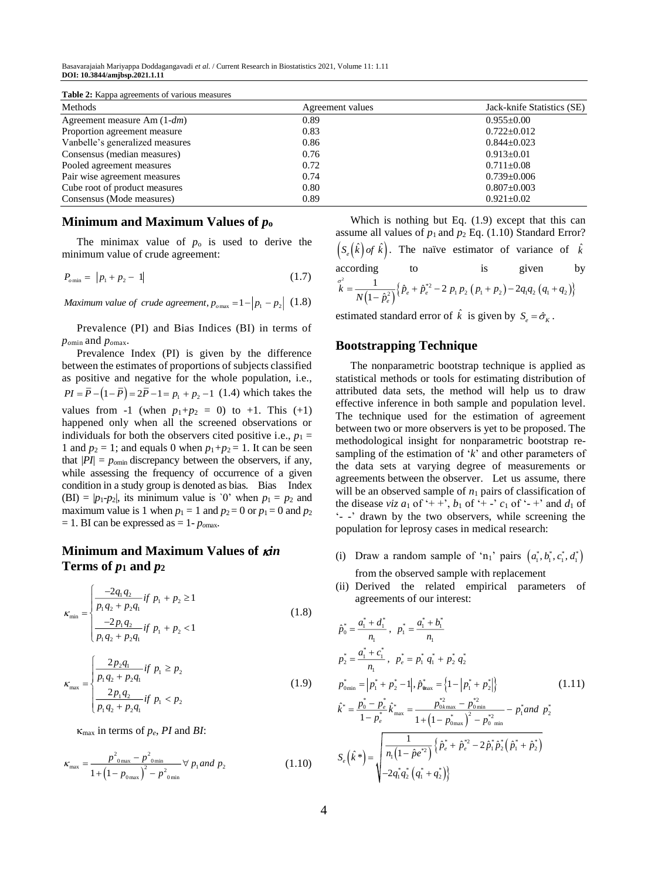**Table 2:** Kappa agreements of various measures

| Methods | Agreement values | Jack-knife Statistics (SE) |
|---|---|---|
| Agreement measure Am (1-*dm*) | 0.89 | 0.955±0.00 |
| Proportion agreement measure | 0.83 | 0.722±0.012 |
| Vanbelle's generalized measures | 0.86 | 0.844±0.023 |
| Consensus (median measures) | 0.76 | 0.913±0.01 |
| Pooled agreement measures | 0.72 | 0.711±0.08 |
| Pair wise agreement measures | 0.74 | 0.739±0.006 |
| Cube root of product measures | 0.80 | 0.807±0.003 |
| Consensus (Mode measures) | 0.89 | 0.921±0.02 |

## Minimum and Maximum Values of $p_o$

The minimax value of $p_o$ is used to derive the minimum value of crude agreement:

$$P_{o\min} = |p_1 + p_2 - 1| \tag{1.7}$$

$$\textit{Maximum value of crude agreement}, p_{o\max} = 1 - |p_1 - p_2| \tag{1.8}$$

Prevalence (PI) and Bias Indices (BI) in terms of $p_{o\min}$ and $p_{o\max}$.

Prevalence Index (PI) is given by the difference between the estimates of proportions of subjects classified as positive and negative for the whole population, i.e., $PI = \bar{P} - (1 - \bar{P}) = 2\bar{P} - 1 = p_1 + p_2 - 1$ (1.4) which takes the values from -1 (when $p_1+p_2 = 0$) to +1. This (+1) happened only when all the screened observations or individuals for both the observers cited positive i.e., $p_1 = 1$ and $p_2 = 1$; and equals 0 when $p_1+p_2 = 1$. It can be seen that $|PI| = p_{o\min}$ discrepancy between the observers, if any, while assessing the frequency of occurrence of a given condition in a study group is denoted as bias. Bias Index (BI) = $|p_1-p_2|$, its minimum value is '0' when $p_1 = p_2$ and maximum value is 1 when $p_1 = 1$ and $p_2 = 0$ or $p_1 = 0$ and $p_2 = 1$. BI can be expressed as = 1- $p_{o\max}$.

## Minimum and Maximum Values of $\kappa$ *in* Terms of $p_1$ and $p_2$

$$\kappa_{\min} = \begin{cases} \dfrac{-2q_1 q_2}{p_1 q_2 + p_2 q_1} if\ p_1 + p_2 \geq 1 \\ \dfrac{-2p_1 q_2}{p_1 q_2 + p_2 q_1} if\ p_1 + p_2 < 1 \end{cases} \tag{1.8}$$

$$\kappa_{\max} = \begin{cases} \dfrac{2p_2 q_1}{p_1 q_2 + p_2 q_1} if\ p_1 \geq p_2 \\ \dfrac{2p_1 q_2}{p_1 q_2 + p_2 q_1} if\ p_1 < p_2 \end{cases} \tag{1.9}$$

$\kappa_{\max}$ in terms of $p_e$, $PI$ and $BI$:

$$\kappa_{\max} = \frac{p^2_{0\max} - p^2_{0\min}}{1 + (1 - p_{0\max})^2 - p^2_{0\min}} \forall\ p_1 and\ p_2 \tag{1.10}$$

Which is nothing but Eq. (1.9) except that this can assume all values of $p_1$ and $p_2$ Eq. (1.10) Standard Error? $\left(S_e(\hat{k})\ of\ \hat{k}\right)$. The naïve estimator of variance of $\hat{k}$ according to is given by $\overset{\sigma^2}{k} = \frac{1}{N(1-\hat{p}_e^2)}\left\{\hat{p}_e + \hat{p}_e^{*2} - 2\,p_1 p_2\,(p_1 + p_2) - 2q_1 q_2\,(q_1 + q_2)\right\}$ estimated standard error of $\hat{k}$ is given by $S_e = \hat{\sigma}_K$.

## Bootstrapping Technique

The nonparametric bootstrap technique is applied as statistical methods or tools for estimating distribution of attributed data sets, the method will help us to draw effective inference in both sample and population level. The technique used for the estimation of agreement between two or more observers is yet to be proposed. The methodological insight for nonparametric bootstrap re-sampling of the estimation of '$k$' and other parameters of the data sets at varying degree of measurements or agreements between the observer. Let us assume, there will be an observed sample of $n_1$ pairs of classification of the disease *viz* $a_1$ of '+ +', $b_1$ of '+ -' $c_1$ of '- +' and $d_1$ of '- -' drawn by the two observers, while screening the population for leprosy cases in medical research:

(i) Draw a random sample of '$n_1$' pairs $(a_1^*, b_1^*, c_1^*, d_1^*)$ from the observed sample with replacement
(ii) Derived the related empirical parameters of agreements of our interest:

$$\begin{aligned}
&\hat{p}_0^* = \frac{a_1^* + d_1^*}{n_1},\ p_1^* = \frac{a_1^* + b_1^*}{n_1} \\
&p_2^* = \frac{a_1^* + c_1^*}{n_1},\ p_e^* = p_1^* q_1^* + p_2^* q_2^* \\
&p_{0\min}^* = |p_1^* + p_2^* - 1|,\ \hat{p}_{0\max}^* = \left\{1 - |p_1^* + p_2^*|\right\} \\
&\hat{k}^* = \frac{p_0^* - p_e^*}{1 - p_e^*}\hat{k}_{\max}^* = \frac{p_{0k\max}^{*2} - p_{0\min}^{*2}}{1 + (1 - p_{0\max}^*)^2 - p_{0\min}^{*2}} - p_1^* and\ p_2^* \\
&S_e(\hat{k}*) = \sqrt{\frac{1}{n_1(1 - \hat{p}e^{*2})}\left\{\hat{p}_e^* + \hat{p}_e^{*2} - 2\hat{p}_1^*\hat{p}_2^*(\hat{p}_1^* + \hat{p}_2^*) - 2q_1^* q_2^*(q_1^* + q_2^*)\right\}}
\end{aligned} \tag{1.11}$$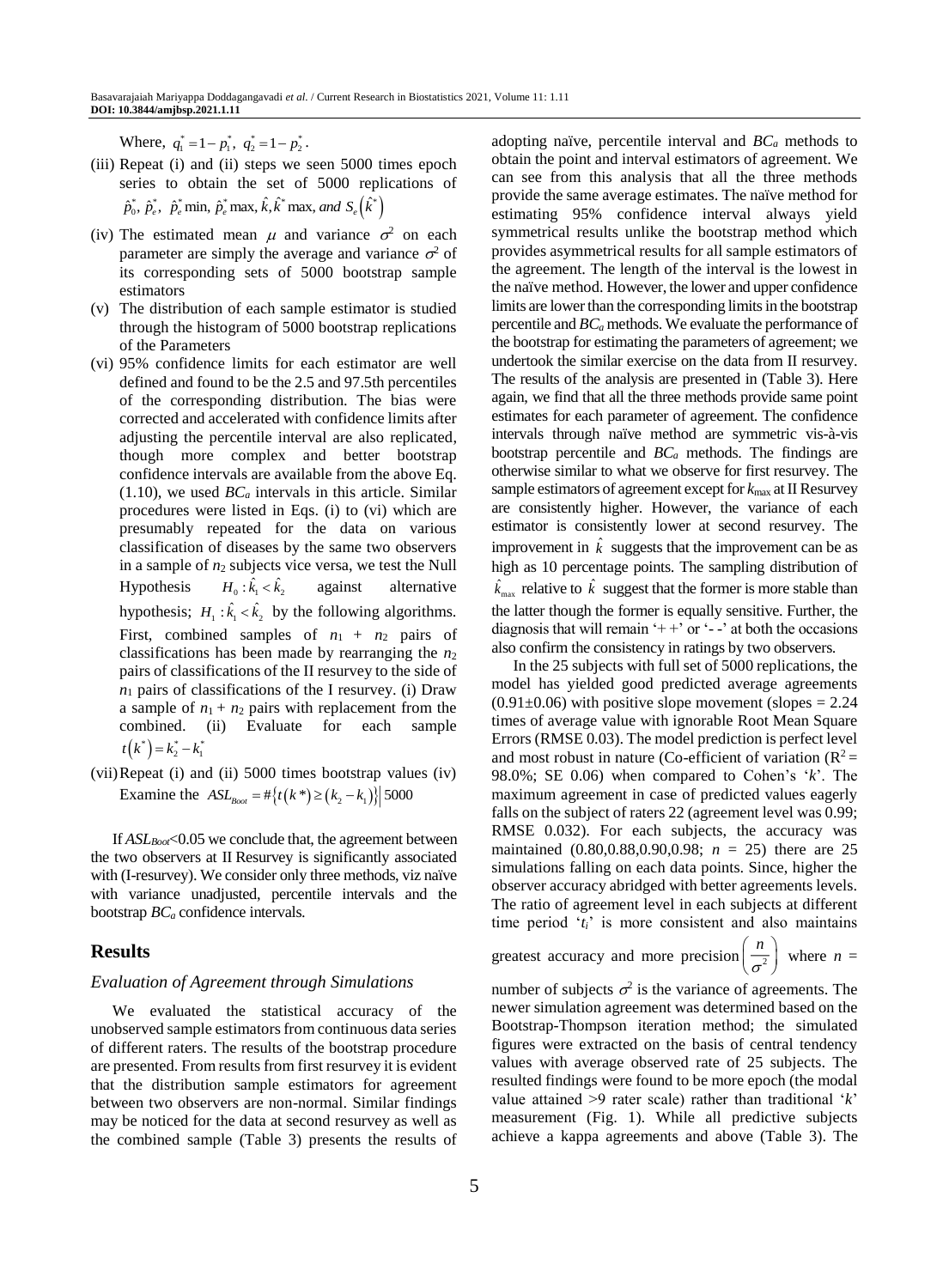Where, $q_1^* = 1 - p_1^*,\ q_2^* = 1 - p_2^*$.

(iii) Repeat (i) and (ii) steps we seen 5000 times epoch series to obtain the set of 5000 replications of $\hat{p}_0^*,\ \hat{p}_e^*,\ \hat{p}_e^* \min,\ \hat{p}_e^* \max,\ \hat{k}, \hat{k}^* \max,\ and\ S_e\left(\hat{k}^*\right)$

(iv) The estimated mean $\mu$ and variance $\sigma^2$ on each parameter are simply the average and variance $\sigma^2$ of its corresponding sets of 5000 bootstrap sample estimators

(v) The distribution of each sample estimator is studied through the histogram of 5000 bootstrap replications of the Parameters

(vi) 95% confidence limits for each estimator are well defined and found to be the 2.5 and 97.5th percentiles of the corresponding distribution. The bias were corrected and accelerated with confidence limits after adjusting the percentile interval are also replicated, though more complex and better bootstrap confidence intervals are available from the above Eq. (1.10), we used $BC_a$ intervals in this article. Similar procedures were listed in Eqs. (i) to (vi) which are presumably repeated for the data on various classification of diseases by the same two observers in a sample of $n_2$ subjects vice versa, we test the Null Hypothesis $H_0 : \hat{k}_1 < \hat{k}_2$ against alternative hypothesis; $H_1 : \hat{k}_1 < \hat{k}_2$ by the following algorithms. First, combined samples of $n_1 + n_2$ pairs of classifications has been made by rearranging the $n_2$ pairs of classifications of the II resurvey to the side of $n_1$ pairs of classifications of the I resurvey. (i) Draw a sample of $n_1 + n_2$ pairs with replacement from the combined. (ii) Evaluate for each sample $t\left(k^*\right) = k_2^* - k_1^*$

(vii) Repeat (i) and (ii) 5000 times bootstrap values (iv) Examine the $ASL_{Boot} = \#\left\{t\left(k^*\right) \geq \left(k_2 - k_1\right)\right\} \big| 5000$

If $ASL_{Boot}$<0.05 we conclude that, the agreement between the two observers at II Resurvey is significantly associated with (I-resurvey). We consider only three methods, viz naïve with variance unadjusted, percentile intervals and the bootstrap $BC_a$ confidence intervals.

## Results

### *Evaluation of Agreement through Simulations*

We evaluated the statistical accuracy of the unobserved sample estimators from continuous data series of different raters. The results of the bootstrap procedure are presented. From results from first resurvey it is evident that the distribution sample estimators for agreement between two observers are non-normal. Similar findings may be noticed for the data at second resurvey as well as the combined sample (Table 3) presents the results of adopting naïve, percentile interval and $BC_a$ methods to obtain the point and interval estimators of agreement. We can see from this analysis that all the three methods provide the same average estimates. The naïve method for estimating 95% confidence interval always yield symmetrical results unlike the bootstrap method which provides asymmetrical results for all sample estimators of the agreement. The length of the interval is the lowest in the naïve method. However, the lower and upper confidence limits are lower than the corresponding limits in the bootstrap percentile and $BC_a$ methods. We evaluate the performance of the bootstrap for estimating the parameters of agreement; we undertook the similar exercise on the data from II resurvey. The results of the analysis are presented in (Table 3). Here again, we find that all the three methods provide same point estimates for each parameter of agreement. The confidence intervals through naïve method are symmetric vis-à-vis bootstrap percentile and $BC_a$ methods. The findings are otherwise similar to what we observe for first resurvey. The sample estimators of agreement except for $k_{\max}$ at II Resurvey are consistently higher. However, the variance of each estimator is consistently lower at second resurvey. The improvement in $\hat{k}$ suggests that the improvement can be as high as 10 percentage points. The sampling distribution of $\hat{k}_{\max}$ relative to $\hat{k}$ suggest that the former is more stable than the latter though the former is equally sensitive. Further, the diagnosis that will remain '+ +' or '- -' at both the occasions also confirm the consistency in ratings by two observers.

In the 25 subjects with full set of 5000 replications, the model has yielded good predicted average agreements (0.91±0.06) with positive slope movement (slopes = 2.24 times of average value with ignorable Root Mean Square Errors (RMSE 0.03). The model prediction is perfect level and most robust in nature (Co-efficient of variation ($R^2$ = 98.0%; SE 0.06) when compared to Cohen's '*k*'. The maximum agreement in case of predicted values eagerly falls on the subject of raters 22 (agreement level was 0.99; RMSE 0.032). For each subjects, the accuracy was maintained (0.80,0.88,0.90,0.98; $n$ = 25) there are 25 simulations falling on each data points. Since, higher the observer accuracy abridged with better agreements levels. The ratio of agreement level in each subjects at different time period '$t_i$' is more consistent and also maintains greatest accuracy and more precision $\left(\frac{n}{\sigma^2}\right)$ where $n$ = number of subjects $\sigma^2$ is the variance of agreements. The newer simulation agreement was determined based on the Bootstrap-Thompson iteration method; the simulated figures were extracted on the basis of central tendency values with average observed rate of 25 subjects. The resulted findings were found to be more epoch (the modal value attained >9 rater scale) rather than traditional '*k*' measurement (Fig. 1). While all predictive subjects achieve a kappa agreements and above (Table 3). The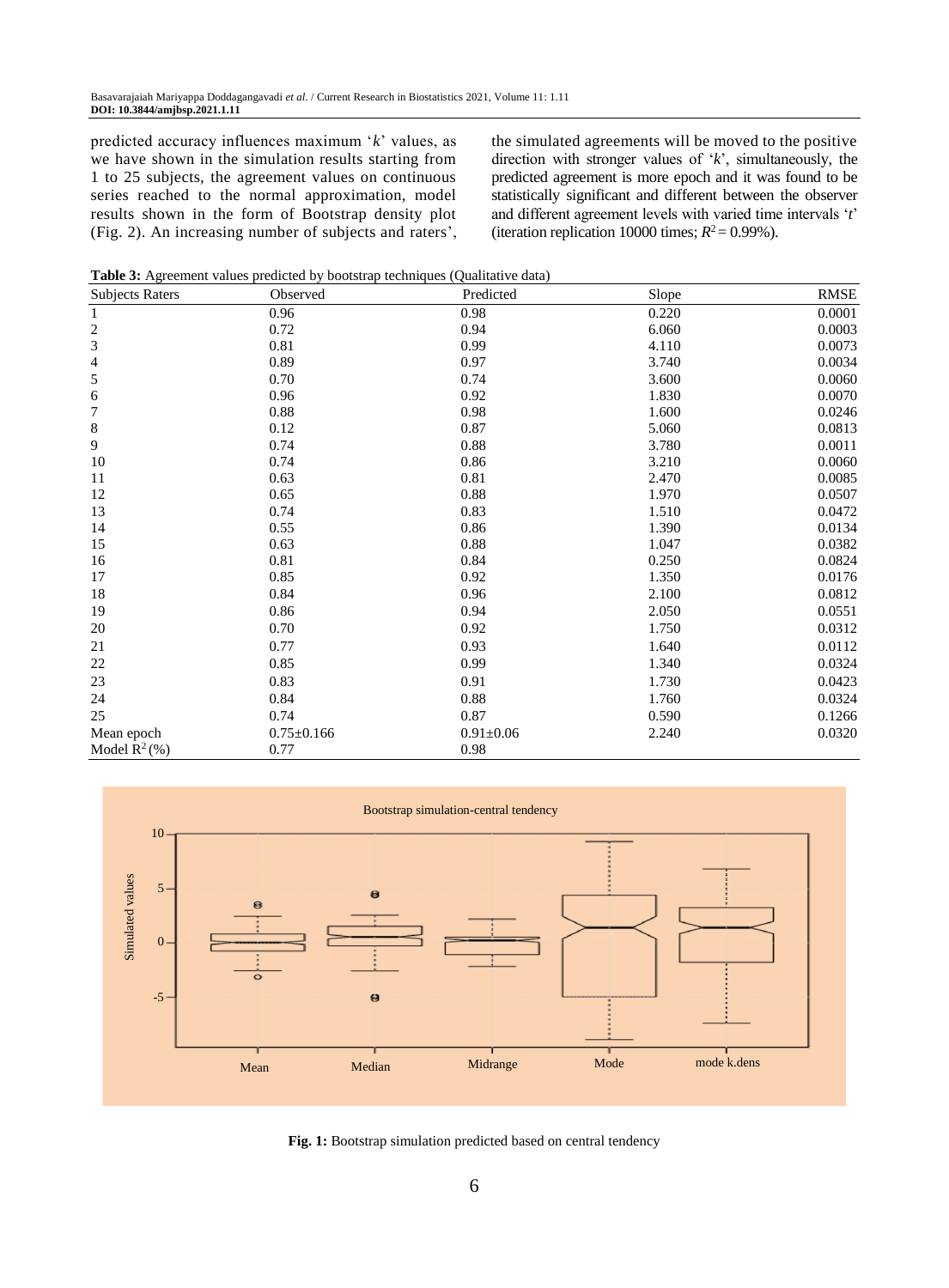predicted accuracy influences maximum '$k$' values, as we have shown in the simulation results starting from 1 to 25 subjects, the agreement values on continuous series reached to the normal approximation, model results shown in the form of Bootstrap density plot (Fig. 2). An increasing number of subjects and raters', the simulated agreements will be moved to the positive direction with stronger values of '$k$', simultaneously, the predicted agreement is more epoch and it was found to be statistically significant and different between the observer and different agreement levels with varied time intervals '$t$' (iteration replication 10000 times; $R^2 = 0.99\%$).

**Table 3:** Agreement values predicted by bootstrap techniques (Qualitative data)

| Subjects Raters | Observed | Predicted | Slope | RMSE |
|---|---|---|---|---|
| 1 | 0.96 | 0.98 | 0.220 | 0.0001 |
| 2 | 0.72 | 0.94 | 6.060 | 0.0003 |
| 3 | 0.81 | 0.99 | 4.110 | 0.0073 |
| 4 | 0.89 | 0.97 | 3.740 | 0.0034 |
| 5 | 0.70 | 0.74 | 3.600 | 0.0060 |
| 6 | 0.96 | 0.92 | 1.830 | 0.0070 |
| 7 | 0.88 | 0.98 | 1.600 | 0.0246 |
| 8 | 0.12 | 0.87 | 5.060 | 0.0813 |
| 9 | 0.74 | 0.88 | 3.780 | 0.0011 |
| 10 | 0.74 | 0.86 | 3.210 | 0.0060 |
| 11 | 0.63 | 0.81 | 2.470 | 0.0085 |
| 12 | 0.65 | 0.88 | 1.970 | 0.0507 |
| 13 | 0.74 | 0.83 | 1.510 | 0.0472 |
| 14 | 0.55 | 0.86 | 1.390 | 0.0134 |
| 15 | 0.63 | 0.88 | 1.047 | 0.0382 |
| 16 | 0.81 | 0.84 | 0.250 | 0.0824 |
| 17 | 0.85 | 0.92 | 1.350 | 0.0176 |
| 18 | 0.84 | 0.96 | 2.100 | 0.0812 |
| 19 | 0.86 | 0.94 | 2.050 | 0.0551 |
| 20 | 0.70 | 0.92 | 1.750 | 0.0312 |
| 21 | 0.77 | 0.93 | 1.640 | 0.0112 |
| 22 | 0.85 | 0.99 | 1.340 | 0.0324 |
| 23 | 0.83 | 0.91 | 1.730 | 0.0423 |
| 24 | 0.84 | 0.88 | 1.760 | 0.0324 |
| 25 | 0.74 | 0.87 | 0.590 | 0.1266 |
| Mean epoch | 0.75±0.166 | 0.91±0.06 | 2.240 | 0.0320 |
| Model $R^2$ (%) | 0.77 | 0.98 | | |

**Fig. 1:** Bootstrap simulation predicted based on central tendency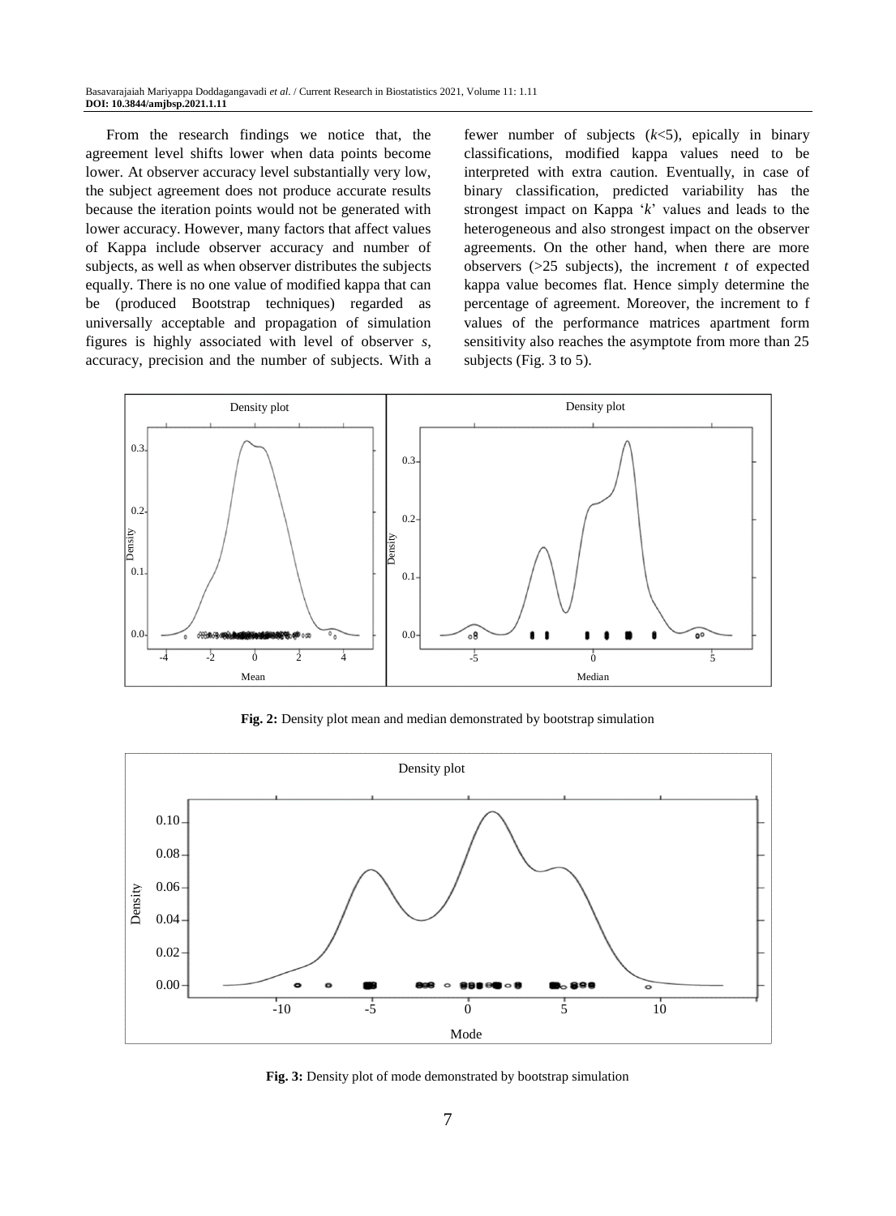From the research findings we notice that, the agreement level shifts lower when data points become lower. At observer accuracy level substantially very low, the subject agreement does not produce accurate results because the iteration points would not be generated with lower accuracy. However, many factors that affect values of Kappa include observer accuracy and number of subjects, as well as when observer distributes the subjects equally. There is no one value of modified kappa that can be (produced Bootstrap techniques) regarded as universally acceptable and propagation of simulation figures is highly associated with level of observer *s*, accuracy, precision and the number of subjects. With a fewer number of subjects ($k<5$), epically in binary classifications, modified kappa values need to be interpreted with extra caution. Eventually, in case of binary classification, predicted variability has the strongest impact on Kappa '$k$' values and leads to the heterogeneous and also strongest impact on the observer agreements. On the other hand, when there are more observers (>25 subjects), the increment *t* of expected kappa value becomes flat. Hence simply determine the percentage of agreement. Moreover, the increment to f values of the performance matrices apartment form sensitivity also reaches the asymptote from more than 25 subjects (Fig. 3 to 5).

**Fig. 2:** Density plot mean and median demonstrated by bootstrap simulation

**Fig. 3:** Density plot of mode demonstrated by bootstrap simulation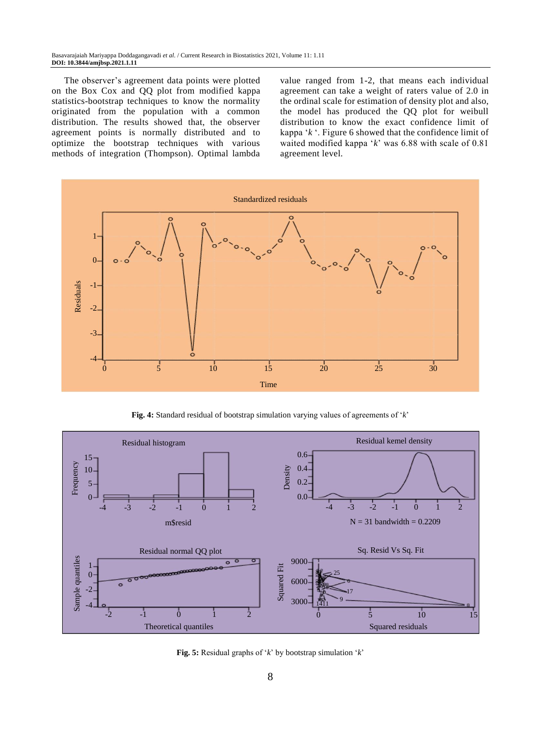The observer's agreement data points were plotted on the Box Cox and QQ plot from modified kappa statistics-bootstrap techniques to know the normality originated from the population with a common distribution. The results showed that, the observer agreement points is normally distributed and to optimize the bootstrap techniques with various methods of integration (Thompson). Optimal lambda value ranged from 1-2, that means each individual agreement can take a weight of raters value of 2.0 in the ordinal scale for estimation of density plot and also, the model has produced the QQ plot for weibull distribution to know the exact confidence limit of kappa '*k* '. Figure 6 showed that the confidence limit of waited modified kappa '*k*' was 6.88 with scale of 0.81 agreement level.

**Fig. 4:** Standard residual of bootstrap simulation varying values of agreements of '*k*'

**Fig. 5:** Residual graphs of '*k*' by bootstrap simulation '*k*'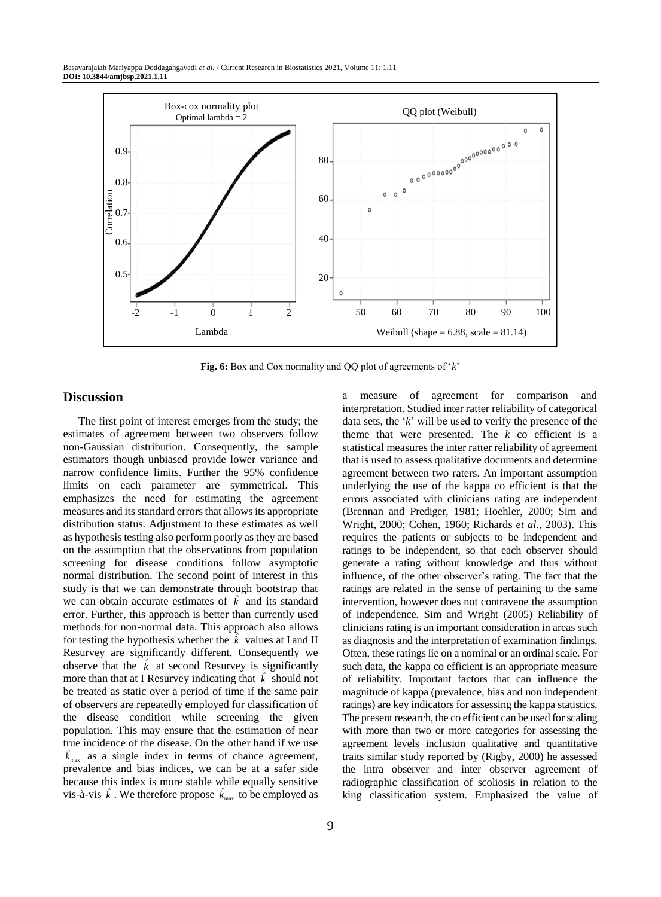Fig. 6: Box and Cox normality and QQ plot of agreements of '$k$'

## Discussion

The first point of interest emerges from the study; the estimates of agreement between two observers follow non-Gaussian distribution. Consequently, the sample estimators though unbiased provide lower variance and narrow confidence limits. Further the 95% confidence limits on each parameter are symmetrical. This emphasizes the need for estimating the agreement measures and its standard errors that allows its appropriate distribution status. Adjustment to these estimates as well as hypothesis testing also perform poorly as they are based on the assumption that the observations from population screening for disease conditions follow asymptotic normal distribution. The second point of interest in this study is that we can demonstrate through bootstrap that we can obtain accurate estimates of $\hat{k}$ and its standard error. Further, this approach is better than currently used methods for non-normal data. This approach also allows for testing the hypothesis whether the $\hat{k}$ values at I and II Resurvey are significantly different. Consequently we observe that the $\hat{k}$ at second Resurvey is significantly more than that at I Resurvey indicating that $\hat{k}$ should not be treated as static over a period of time if the same pair of observers are repeatedly employed for classification of the disease condition while screening the given population. This may ensure that the estimation of near true incidence of the disease. On the other hand if we use $\hat{k}_{max}$ as a single index in terms of chance agreement, prevalence and bias indices, we can be at a safer side because this index is more stable while equally sensitive vis-à-vis $\hat{k}$. We therefore propose $\hat{k}_{max}$ to be employed as a measure of agreement for comparison and interpretation. Studied inter ratter reliability of categorical data sets, the '$k$' will be used to verify the presence of the theme that were presented. The $k$ co efficient is a statistical measures the inter ratter reliability of agreement that is used to assess qualitative documents and determine agreement between two raters. An important assumption underlying the use of the kappa co efficient is that the errors associated with clinicians rating are independent (Brennan and Prediger, 1981; Hoehler, 2000; Sim and Wright, 2000; Cohen, 1960; Richards *et al*., 2003). This requires the patients or subjects to be independent and ratings to be independent, so that each observer should generate a rating without knowledge and thus without influence, of the other observer's rating. The fact that the ratings are related in the sense of pertaining to the same intervention, however does not contravene the assumption of independence. Sim and Wright (2005) Reliability of clinicians rating is an important consideration in areas such as diagnosis and the interpretation of examination findings. Often, these ratings lie on a nominal or an ordinal scale. For such data, the kappa co efficient is an appropriate measure of reliability. Important factors that can influence the magnitude of kappa (prevalence, bias and non independent ratings) are key indicators for assessing the kappa statistics. The present research, the co efficient can be used for scaling with more than two or more categories for assessing the agreement levels inclusion qualitative and quantitative traits similar study reported by (Rigby, 2000) he assessed the intra observer and inter observer agreement of radiographic classification of scoliosis in relation to the king classification system. Emphasized the value of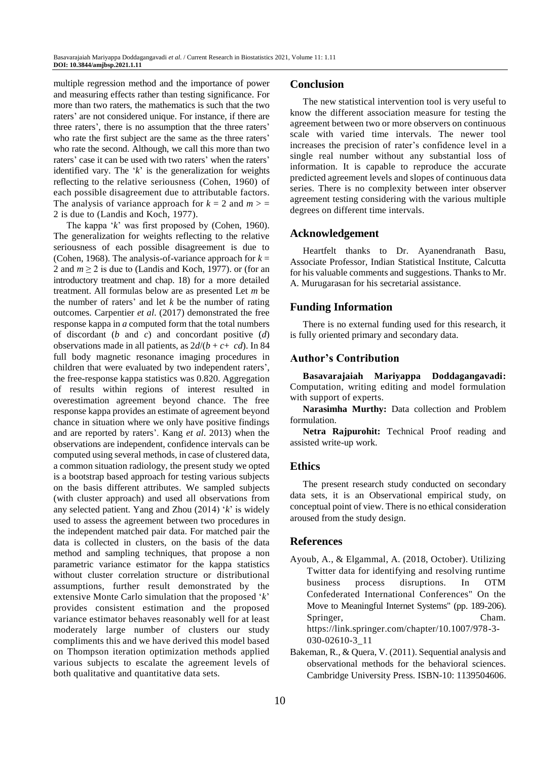multiple regression method and the importance of power and measuring effects rather than testing significance. For more than two raters, the mathematics is such that the two raters' are not considered unique. For instance, if there are three raters', there is no assumption that the three raters' who rate the first subject are the same as the three raters' who rate the second. Although, we call this more than two raters' case it can be used with two raters' when the raters' identified vary. The '*k*' is the generalization for weights reflecting to the relative seriousness (Cohen, 1960) of each possible disagreement due to attributable factors. The analysis of variance approach for $k = 2$ and $m >= 2$ is due to (Landis and Koch, 1977).

The kappa '*k*' was first proposed by (Cohen, 1960). The generalization for weights reflecting to the relative seriousness of each possible disagreement is due to (Cohen, 1968). The analysis-of-variance approach for $k = 2$ and $m \geq 2$ is due to (Landis and Koch, 1977). or (for an introductory treatment and chap. 18) for a more detailed treatment. All formulas below are as presented Let *m* be the number of raters' and let *k* be the number of rating outcomes. Carpentier *et al*. (2017) demonstrated the free response kappa in *a* computed form that the total numbers of discordant (*b* and *c*) and concordant positive (*d*) observations made in all patients, as $2d/(b + c + cd)$. In 84 full body magnetic resonance imaging procedures in children that were evaluated by two independent raters', the free-response kappa statistics was 0.820. Aggregation of results within regions of interest resulted in overestimation agreement beyond chance. The free response kappa provides an estimate of agreement beyond chance in situation where we only have positive findings and are reported by raters'. Kang *et al*. 2013) when the observations are independent, confidence intervals can be computed using several methods, in case of clustered data, a common situation radiology, the present study we opted is a bootstrap based approach for testing various subjects on the basis different attributes. We sampled subjects (with cluster approach) and used all observations from any selected patient. Yang and Zhou (2014) '*k*' is widely used to assess the agreement between two procedures in the independent matched pair data. For matched pair the data is collected in clusters, on the basis of the data method and sampling techniques, that propose a non parametric variance estimator for the kappa statistics without cluster correlation structure or distributional assumptions, further result demonstrated by the extensive Monte Carlo simulation that the proposed '*k*' provides consistent estimation and the proposed variance estimator behaves reasonably well for at least moderately large number of clusters our study compliments this and we have derived this model based on Thompson iteration optimization methods applied various subjects to escalate the agreement levels of both qualitative and quantitative data sets.

## Conclusion

The new statistical intervention tool is very useful to know the different association measure for testing the agreement between two or more observers on continuous scale with varied time intervals. The newer tool increases the precision of rater's confidence level in a single real number without any substantial loss of information. It is capable to reproduce the accurate predicted agreement levels and slopes of continuous data series. There is no complexity between inter observer agreement testing considering with the various multiple degrees on different time intervals.

## Acknowledgement

Heartfelt thanks to Dr. Ayanendranath Basu, Associate Professor, Indian Statistical Institute, Calcutta for his valuable comments and suggestions. Thanks to Mr. A. Murugarasan for his secretarial assistance.

## Funding Information

There is no external funding used for this research, it is fully oriented primary and secondary data.

## Author's Contribution

**Basavarajaiah Mariyappa Doddagangavadi:** Computation, writing editing and model formulation with support of experts.

**Narasimha Murthy:** Data collection and Problem formulation.

**Netra Rajpurohit:** Technical Proof reading and assisted write-up work.

## Ethics

The present research study conducted on secondary data sets, it is an Observational empirical study, on conceptual point of view. There is no ethical consideration aroused from the study design.

## References

Ayoub, A., & Elgammal, A. (2018, October). Utilizing Twitter data for identifying and resolving runtime business process disruptions. In OTM Confederated International Conferences" On the Move to Meaningful Internet Systems" (pp. 189-206). Springer, Cham. https://link.springer.com/chapter/10.1007/978-3-030-02610-3_11

Bakeman, R., & Quera, V. (2011). Sequential analysis and observational methods for the behavioral sciences. Cambridge University Press. ISBN-10: 1139504606.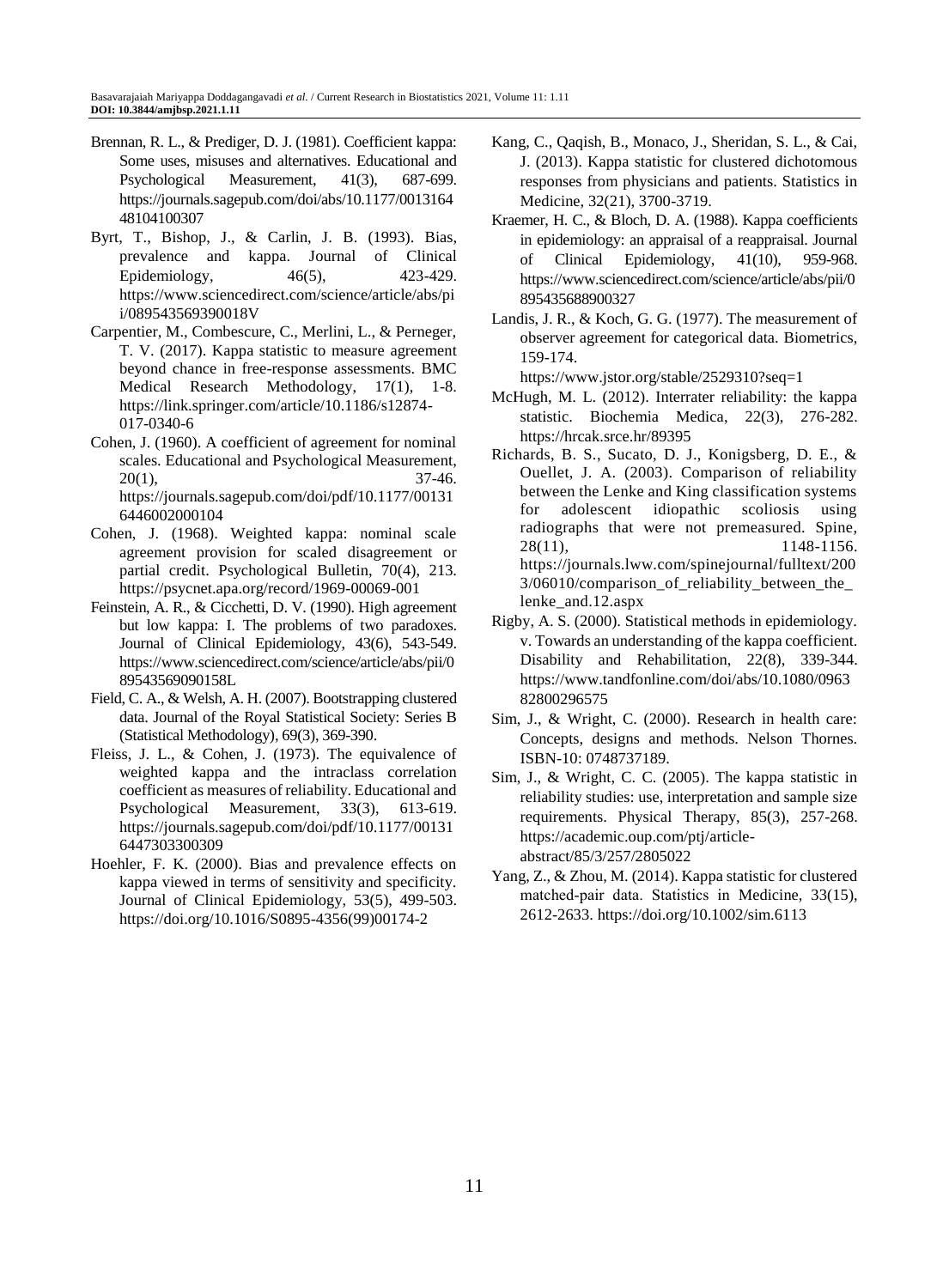Brennan, R. L., & Prediger, D. J. (1981). Coefficient kappa: Some uses, misuses and alternatives. Educational and Psychological Measurement, 41(3), 687-699. https://journals.sagepub.com/doi/abs/10.1177/001316448104100307

Byrt, T., Bishop, J., & Carlin, J. B. (1993). Bias, prevalence and kappa. Journal of Clinical Epidemiology, 46(5), 423-429. https://www.sciencedirect.com/science/article/abs/pii/089543569390018V

Carpentier, M., Combescure, C., Merlini, L., & Perneger, T. V. (2017). Kappa statistic to measure agreement beyond chance in free-response assessments. BMC Medical Research Methodology, 17(1), 1-8. https://link.springer.com/article/10.1186/s12874-017-0340-6

Cohen, J. (1960). A coefficient of agreement for nominal scales. Educational and Psychological Measurement, 20(1), 37-46. https://journals.sagepub.com/doi/pdf/10.1177/001316446002000104

Cohen, J. (1968). Weighted kappa: nominal scale agreement provision for scaled disagreement or partial credit. Psychological Bulletin, 70(4), 213. https://psycnet.apa.org/record/1969-00069-001

Feinstein, A. R., & Cicchetti, D. V. (1990). High agreement but low kappa: I. The problems of two paradoxes. Journal of Clinical Epidemiology, 43(6), 543-549. https://www.sciencedirect.com/science/article/abs/pii/089543569090158L

Field, C. A., & Welsh, A. H. (2007). Bootstrapping clustered data. Journal of the Royal Statistical Society: Series B (Statistical Methodology), 69(3), 369-390.

Fleiss, J. L., & Cohen, J. (1973). The equivalence of weighted kappa and the intraclass correlation coefficient as measures of reliability. Educational and Psychological Measurement, 33(3), 613-619. https://journals.sagepub.com/doi/pdf/10.1177/001316447303300309

Hoehler, F. K. (2000). Bias and prevalence effects on kappa viewed in terms of sensitivity and specificity. Journal of Clinical Epidemiology, 53(5), 499-503. https://doi.org/10.1016/S0895-4356(99)00174-2

Kang, C., Qaqish, B., Monaco, J., Sheridan, S. L., & Cai, J. (2013). Kappa statistic for clustered dichotomous responses from physicians and patients. Statistics in Medicine, 32(21), 3700-3719.

Kraemer, H. C., & Bloch, D. A. (1988). Kappa coefficients in epidemiology: an appraisal of a reappraisal. Journal of Clinical Epidemiology, 41(10), 959-968. https://www.sciencedirect.com/science/article/abs/pii/0895435688900327

Landis, J. R., & Koch, G. G. (1977). The measurement of observer agreement for categorical data. Biometrics, 159-174. https://www.jstor.org/stable/2529310?seq=1

McHugh, M. L. (2012). Interrater reliability: the kappa statistic. Biochemia Medica, 22(3), 276-282. https://hrcak.srce.hr/89395

Richards, B. S., Sucato, D. J., Konigsberg, D. E., & Ouellet, J. A. (2003). Comparison of reliability between the Lenke and King classification systems for adolescent idiopathic scoliosis using radiographs that were not premeasured. Spine, 28(11), 1148-1156. https://journals.lww.com/spinejournal/fulltext/2003/06010/comparison_of_reliability_between_the_lenke_and.12.aspx

Rigby, A. S. (2000). Statistical methods in epidemiology. v. Towards an understanding of the kappa coefficient. Disability and Rehabilitation, 22(8), 339-344. https://www.tandfonline.com/doi/abs/10.1080/096382800296575

Sim, J., & Wright, C. (2000). Research in health care: Concepts, designs and methods. Nelson Thornes. ISBN-10: 0748737189.

Sim, J., & Wright, C. C. (2005). The kappa statistic in reliability studies: use, interpretation and sample size requirements. Physical Therapy, 85(3), 257-268. https://academic.oup.com/ptj/article-abstract/85/3/257/2805022

Yang, Z., & Zhou, M. (2014). Kappa statistic for clustered matched-pair data. Statistics in Medicine, 33(15), 2612-2633. https://doi.org/10.1002/sim.6113